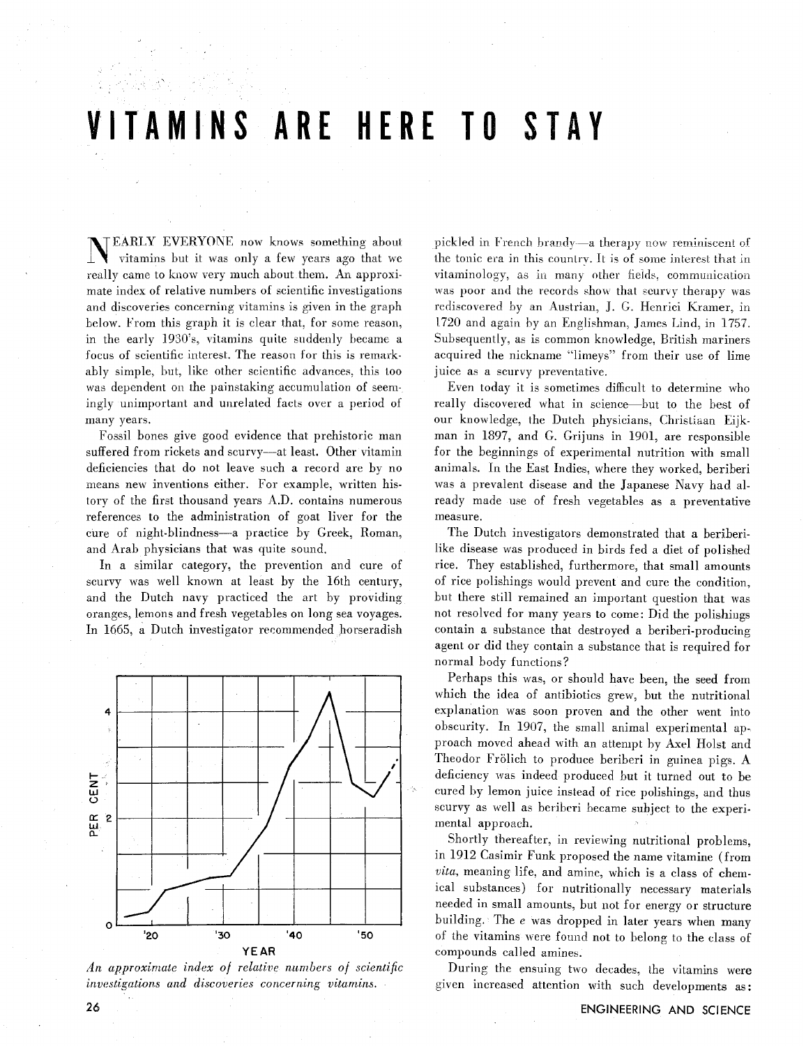# VITAMINS ARE HERE TO STAY

NEARLY EVERYONE now knows something about vitamins but it was only a few years ago that we really came to know very much about them. An approximate index of relative numbers of scientific investigations and discoveries concerning vitamins is given in the graph below. From this graph it is clear that, for some reason, in the early 1930's, vitamins quite suddenly became a focus of scientific interest. The reason for this is remarkably simple, but, like other scientific advances, this too was dependent on the painstaking accumulation of seemingly unimportant and unrelated facts over a period of many years.

Fossil bones give good evidence that prehistoric man suffered from rickets and scurvy—at least. Other vitamin deficiencies that do not leave such a record are by no means new inventions either. For example, written history of the first thousand years A.D. contains numerous references to the administration of goat liver for the cure of night-blindness—a practice by Greek, Roman, and Arab physicians that was quite sound.

In a similar category, the prevention and cure of scurvy was well known at least by the 16th century, and the Dutch navy practiced the art by providing oranges, lemons and fresh vegetables on long sea voyages. In 1665, a Dutch investigator recommended horseradish pickled in French brandy—a therapy now reminiscent of the tonic era in this country. It is of some interest that in vitaminology, as in many other fields, communication was poor and the records show that scurvy therapy was rediscovered by an Austrian, J. G. Henrici Kramer, in 1720 and again by an Englishman, James Lind, in 1757. Subsequently, as is common knowledge, British mariners acquired the nickname "limeys" from their use of lime juice as a scurvy preventative.

*An approximate index of relative numbers of scientific investigations and discoveries concerning vitamins.*

Even today it is sometimes difficult to determine who really discovered what in science—but to the best of our knowledge, the Dutch physicians, Christiaan Eijkman in 1897, and G. Grijuns in 1901, are responsible for the beginnings of experimental nutrition with small animals. In the East Indies, where they worked, beriberi was a prevalent disease and the Japanese Navy had already made use of fresh vegetables as a preventative measure.

The Dutch investigators demonstrated that a beriberi-like disease was produced in birds fed a diet of polished rice. They established, furthermore, that small amounts of rice polishings would prevent and cure the condition, but there still remained an important question that was not resolved for many years to come: Did the polishings contain a substance that destroyed a beriberi-producing agent or did they contain a substance that is required for normal body functions?

Perhaps this was, or should have been, the seed from which the idea of antibiotics grew, but the nutritional explanation was soon proven and the other went into obscurity. In 1907, the small animal experimental approach moved ahead with an attempt by Axel Holst and Theodor Frölich to produce beriberi in guinea pigs. A deficiency was indeed produced but it turned out to be cured by lemon juice instead of rice polishings, and thus scurvy as well as beriberi became subject to the experimental approach.

Shortly thereafter, in reviewing nutritional problems, in 1912 Casimir Funk proposed the name vitamine (from *vita*, meaning life, and amine, which is a class of chemical substances) for nutritionally necessary materials needed in small amounts, but not for energy or structure building. The *e* was dropped in later years when many of the vitamins were found not to belong to the class of compounds called amines.

During the ensuing two decades, the vitamins were given increased attention with such developments as: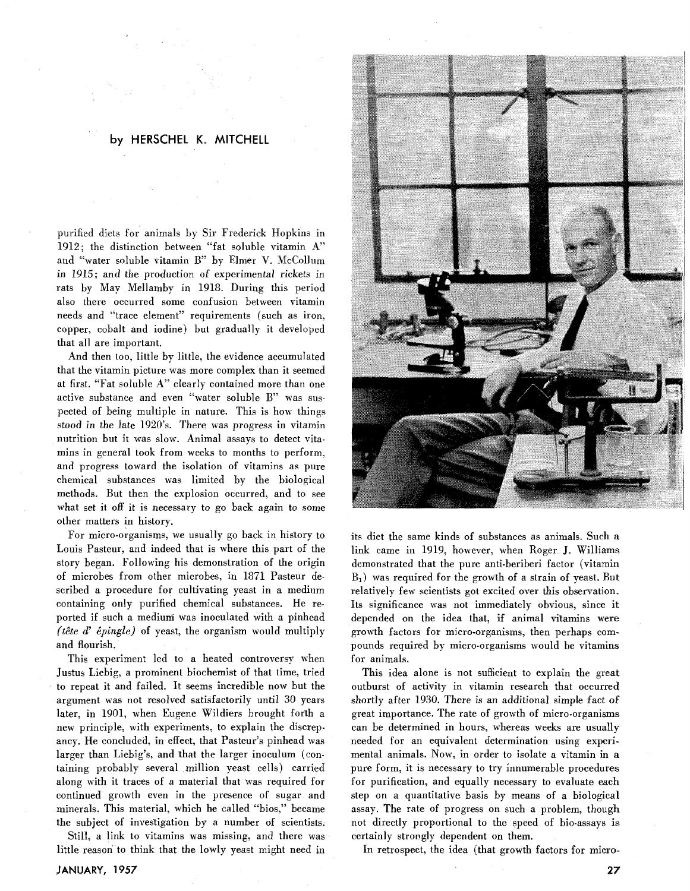by HERSCHEL K. MITCHELL

purified diets for animals by Sir Frederick Hopkins in 1912; the distinction between "fat soluble vitamin A" and "water soluble vitamin B" by Elmer V. McCollum in 1915; and the production of experimental rickets in rats by May Mellamby in 1918. During this period also there occurred some confusion between vitamin needs and "trace element" requirements (such as iron, copper, cobalt and iodine) but gradually it developed that all are important.

And then too, little by little, the evidence accumulated that the vitamin picture was more complex than it seemed at first. "Fat soluble A" clearly contained more than one active substance and even "water soluble B" was suspected of being multiple in nature. This is how things stood in the late 1920's. There was progress in vitamin nutrition but it was slow. Animal assays to detect vitamins in general took from weeks to months to perform, and progress toward the isolation of vitamins as pure chemical substances was limited by the biological methods. But then the explosion occurred, and to see what set it off it is necessary to go back again to some other matters in history.

For micro-organisms, we usually go back in history to Louis Pasteur, and indeed that is where this part of the story began. Following his demonstration of the origin of microbes from other microbes, in 1871 Pasteur described a procedure for cultivating yeast in a medium containing only purified chemical substances. He reported if such a medium was inoculated with a pinhead *(tête d' épingle)* of yeast, the organism would multiply and flourish.

This experiment led to a heated controversy when Justus Liebig, a prominent biochemist of that time, tried to repeat it and failed. It seems incredible now but the argument was not resolved satisfactorily until 30 years later, in 1901, when Eugene Wildiers brought forth a new principle, with experiments, to explain the discrepancy. He concluded, in effect, that Pasteur's pinhead was larger than Liebig's, and that the larger inoculum (containing probably several million yeast cells) carried along with it traces of a material that was required for continued growth even in the presence of sugar and minerals. This material, which he called "bios," became the subject of investigation by a number of scientists.

Still, a link to vitamins was missing, and there was little reason to think that the lowly yeast might need in its diet the same kinds of substances as animals. Such a link came in 1919, however, when Roger J. Williams demonstrated that the pure anti-beriberi factor (vitamin $B_1$) was required for the growth of a strain of yeast. But relatively few scientists got excited over this observation. Its significance was not immediately obvious, since it depended on the idea that, if animal vitamins were growth factors for micro-organisms, then perhaps compounds required by micro-organisms would be vitamins for animals.

This idea alone is not sufficient to explain the great outburst of activity in vitamin research that occurred shortly after 1930. There is an additional simple fact of great importance. The rate of growth of micro-organisms can be determined in hours, whereas weeks are usually needed for an equivalent determination using experimental animals. Now, in order to isolate a vitamin in a pure form, it is necessary to try innumerable procedures for purification, and equally necessary to evaluate each step on a quantitative basis by means of a biological assay. The rate of progress on such a problem, though not directly proportional to the speed of bio-assays is certainly strongly dependent on them.

In retrospect, the idea (that growth factors for micro-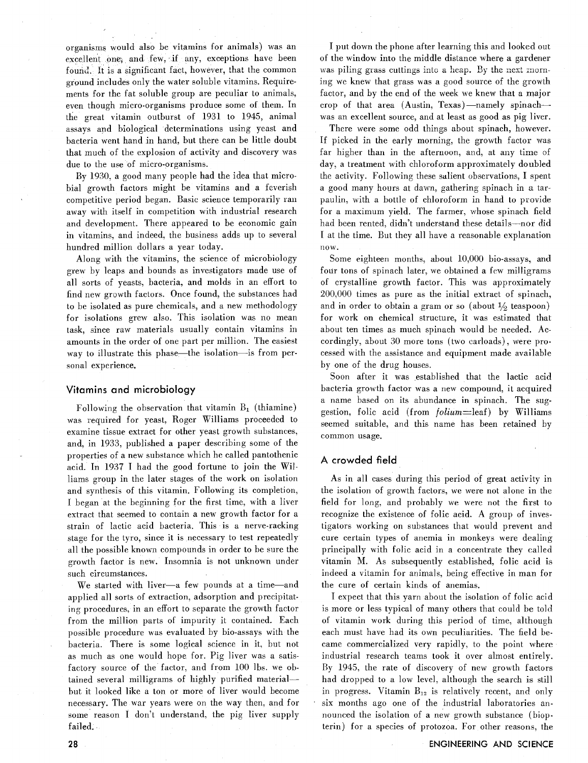organisms would also be vitamins for animals) was an excellent one, and few, if any, exceptions have been found. It is a significant fact, however, that the common ground includes only the water soluble vitamins. Requirements for the fat soluble group are peculiar to animals, even though micro-organisms produce some of them. In the great vitamin outburst of 1931 to 1945, animal assays and biological determinations using yeast and bacteria went hand in hand, but there can be little doubt that much of the explosion of activity and discovery was due to the use of micro-organisms.

By 1930, a good many people had the idea that microbial growth factors might be vitamins and a feverish competitive period began. Basic science temporarily ran away with itself in competition with industrial research and development. There appeared to be economic gain in vitamins, and indeed, the business adds up to several hundred million dollars a year today.

Along with the vitamins, the science of microbiology grew by leaps and bounds as investigators made use of all sorts of yeasts, bacteria, and molds in an effort to find new growth factors. Once found, the substances had to be isolated as pure chemicals, and a new methodology for isolations grew also. This isolation was no mean task, since raw materials usually contain vitamins in amounts in the order of one part per million. The easiest way to illustrate this phase—the isolation—is from personal experience.

## Vitamins and microbiology

Following the observation that vitamin $B_1$ (thiamine) was required for yeast, Roger Williams proceeded to examine tissue extract for other yeast growth substances, and, in 1933, published a paper describing some of the properties of a new substance which he called pantothenic acid. In 1937 I had the good fortune to join the Williams group in the later stages of the work on isolation and synthesis of this vitamin. Following its completion, I began at the beginning for the first time, with a liver extract that seemed to contain a new growth factor for a strain of lactic acid bacteria. This is a nerve-racking stage for the tyro, since it is necessary to test repeatedly all the possible known compounds in order to be sure the growth factor is new. Insomnia is not unknown under such circumstances.

We started with liver—a few pounds at a time—and applied all sorts of extraction, adsorption and precipitating procedures, in an effort to separate the growth factor from the million parts of impurity it contained. Each possible procedure was evaluated by bio-assays with the bacteria. There is some logical science in it, but not as much as one would hope for. Pig liver was a satisfactory source of the factor, and from 100 lbs. we obtained several milligrams of highly purified material—but it looked like a ton or more of liver would become necessary. The war years were on the way then, and for some reason I don't understand, the pig liver supply failed.

I put down the phone after learning this and looked out of the window into the middle distance where a gardener was piling grass cuttings into a heap. By the next morning we knew that grass was a good source of the growth factor, and by the end of the week we knew that a major crop of that area (Austin, Texas)—namely spinach—was an excellent source, and at least as good as pig liver.

There were some odd things about spinach, however. If picked in the early morning, the growth factor was far higher than in the afternoon, and, at any time of day, a treatment with chloroform approximately doubled the activity. Following these salient observations, I spent a good many hours at dawn, gathering spinach in a tarpaulin, with a bottle of chloroform in hand to provide for a maximum yield. The farmer, whose spinach field had been rented, didn't understand these details—nor did I at the time. But they all have a reasonable explanation now.

Some eighteen months, about 10,000 bio-assays, and four tons of spinach later, we obtained a few milligrams of crystalline growth factor. This was approximately 200,000 times as pure as the initial extract of spinach, and in order to obtain a gram or so (about ½ teaspoon) for work on chemical structure, it was estimated that about ten times as much spinach would be needed. Accordingly, about 30 more tons (two carloads), were processed with the assistance and equipment made available by one of the drug houses.

Soon after it was established that the lactic acid bacteria growth factor was a new compound, it acquired a name based on its abundance in spinach. The suggestion, folic acid (from *folium*=leaf) by Williams seemed suitable, and this name has been retained by common usage.

## A crowded field

As in all cases during this period of great activity in the isolation of growth factors, we were not alone in the field for long, and probably we were not the first to recognize the existence of folic acid. A group of investigators working on substances that would prevent and cure certain types of anemia in monkeys were dealing principally with folic acid in a concentrate they called vitamin M. As subsequently established, folic acid is indeed a vitamin for animals, being effective in man for the cure of certain kinds of anemias.

I expect that this yarn about the isolation of folic acid is more or less typical of many others that could be told of vitamin work during this period of time, although each must have had its own peculiarities. The field became commercialized very rapidly, to the point where industrial research teams took it over almost entirely. By 1945, the rate of discovery of new growth factors had dropped to a low level, although the search is still in progress. Vitamin $B_{12}$ is relatively recent, and only six months ago one of the industrial laboratories announced the isolation of a new growth substance (biopterin) for a species of protozoa. For other reasons, the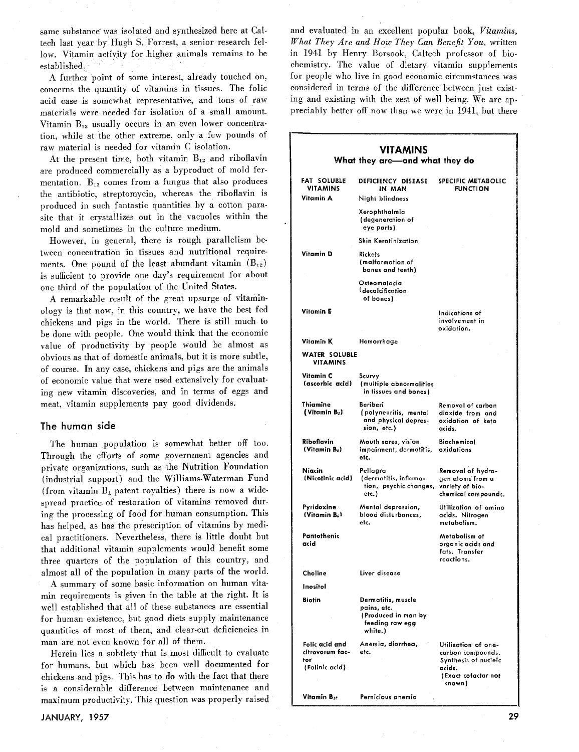same substance was isolated and synthesized here at Caltech last year by Hugh S. Forrest, a senior research fellow. Vitamin activity for higher animals remains to be established.

A further point of some interest, already touched on, concerns the quantity of vitamins in tissues. The folic acid case is somewhat representative, and tons of raw materials were needed for isolation of a small amount. Vitamin $B_{12}$ usually occurs in an even lower concentration, while at the other extreme, only a few pounds of raw material is needed for vitamin C isolation.

At the present time, both vitamin $B_{12}$ and riboflavin are produced commercially as a byproduct of mold fermentation. $B_{12}$ comes from a fungus that also produces the antibiotic, streptomycin, whereas the riboflavin is produced in such fantastic quantities by a cotton parasite that it crystallizes out in the vacuoles within the mold and sometimes in the culture medium.

However, in general, there is rough parallelism between concentration in tissues and nutritional requirements. One pound of the least abundant vitamin ($B_{12}$) is sufficient to provide one day's requirement for about one third of the population of the United States.

A remarkable result of the great upsurge of vitaminology is that now, in this country, we have the best fed chickens and pigs in the world. There is still much to be done with people. One would think that the economic value of productivity by people would be almost as obvious as that of domestic animals, but it is more subtle, of course. In any case, chickens and pigs are the animals of economic value that were used extensively for evaluating new vitamin discoveries, and in terms of eggs and meat, vitamin supplements pay good dividends.

## The human side

The human population is somewhat better off too. Through the efforts of some government agencies and private organizations, such as the Nutrition Foundation (industrial support) and the Williams-Waterman Fund (from vitamin $B_1$ patent royalties) there is now a widespread practice of restoration of vitamins removed during the processing of food for human consumption. This has helped, as has the prescription of vitamins by medical practitioners. Nevertheless, there is little doubt but that additional vitamin supplements would benefit some three quarters of the population of this country, and almost all of the population in many parts of the world.

A summary of some basic information on human vitamin requirements is given in the table at the right. It is well established that all of these substances are essential for human existence, but good diets supply maintenance quantities of most of them, and clear-cut deficiencies in man are not even known for all of them.

Herein lies a subtlety that is most difficult to evaluate for humans, but which has been well documented for chickens and pigs. This has to do with the fact that there is a considerable difference between maintenance and maximum productivity. This question was properly raised and evaluated in an excellent popular book, *Vitamins, What They Are and How They Can Benefit You*, written in 1941 by Henry Borsook, Caltech professor of biochemistry. The value of dietary vitamin supplements for people who live in good economic circumstances was considered in terms of the difference between just existing and existing with the zest of well being. We are appreciably better off now than we were in 1941, but there

**VITAMINS**
**What they are—and what they do**

| FAT SOLUBLE VITAMINS | DEFICIENCY DISEASE IN MAN | SPECIFIC METABOLIC FUNCTION |
|---|---|---|
| Vitamin A | Night blindness | |
| | Xerophthalmia (degeneration of eye parts) | |
| | Skin Keratinization | |
| Vitamin D | Rickets (malformation of bones and teeth) | |
| | Osteomalacia (decalcification of bones) | |
| Vitamin E | | Indications of involvement in oxidation. |
| Vitamin K | Hemorrhage | |
| **WATER SOLUBLE VITAMINS** | | |
| Vitamin C (ascorbic acid) | Scurvy (multiple abnormalities in tissues and bones) | |
| Thiamine (Vitamin $B_1$) | Beriberi (polyneuritis, mental and physical depression, etc.) | Removal of carbon dioxide from and oxidation of keto acids. |
| Riboflavin (Vitamin $B_2$) | Mouth sores, vision impairment, dermatitis, etc. | Biochemical oxidations |
| Niacin (Nicotinic acid) | Pellagra (dermatitis, inflamation, psychic changes, etc.) | Removal of hydrogen atoms from a variety of biochemical compounds. |
| Pyridoxine (Vitamin $B_6$) | Mental depression, blood disturbances, etc. | Utilization of amino acids. Nitrogen metabolism. |
| Pantothenic acid | | Metabolism of organic acids and fats. Transfer reactions. |
| Choline | Liver disease | |
| Inositol | | |
| Biotin | Dermatitis, muscle pains, etc. (Produced in man by feeding raw egg white.) | |
| Folic acid and citrovorum factor (Folinic acid) | Anemia, diarrhea, etc. | Utilization of one-carbon compounds. Synthesis of nucleic acids. (Exact cofactor not known) |
| Vitamin $B_{12}$ | Pernicious anemia | |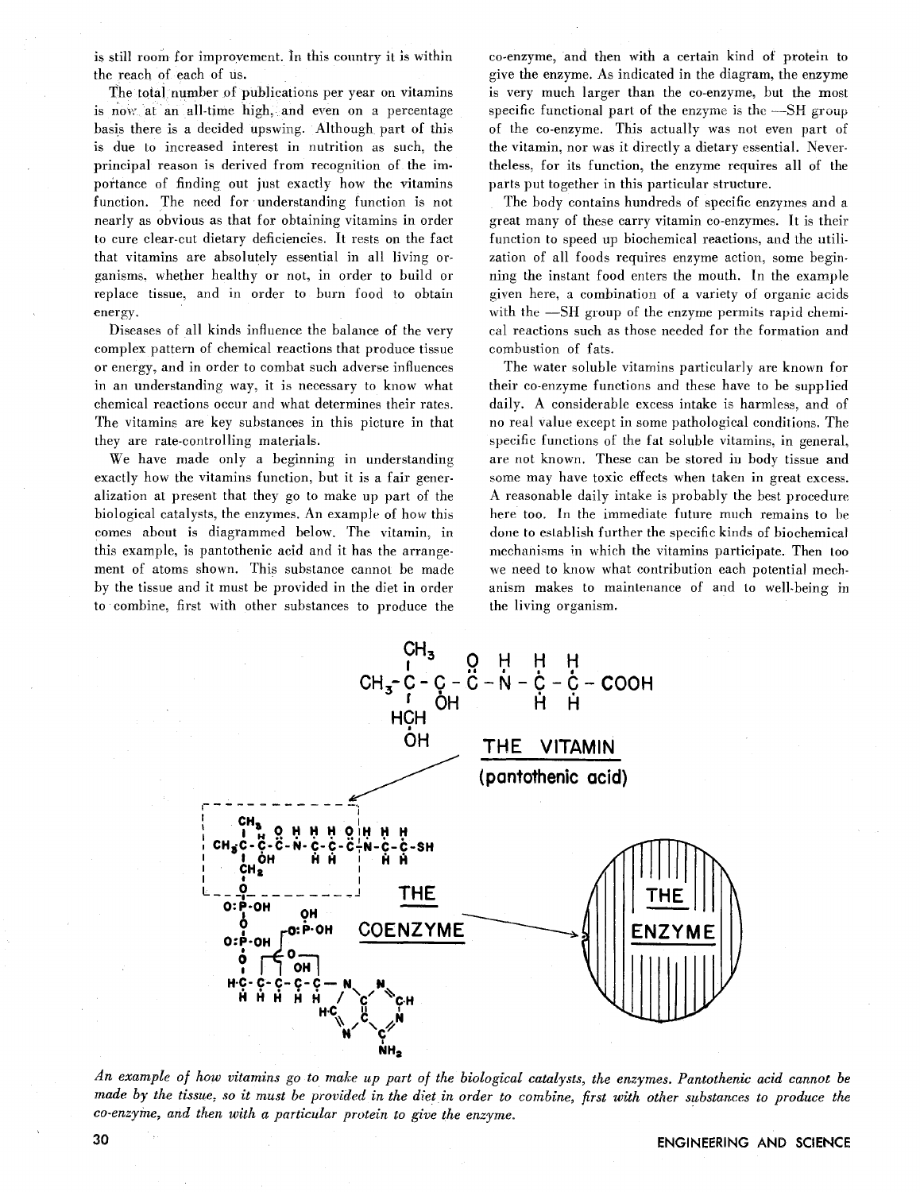is still room for improvement. In this country it is within the reach of each of us.

The total number of publications per year on vitamins is now at an all-time high, and even on a percentage basis there is a decided upswing. Although part of this is due to increased interest in nutrition as such, the principal reason is derived from recognition of the importance of finding out just exactly how the vitamins function. The need for understanding function is not nearly as obvious as that for obtaining vitamins in order to cure clear-cut dietary deficiencies. It rests on the fact that vitamins are absolutely essential in all living organisms, whether healthy or not, in order to build or replace tissue, and in order to burn food to obtain energy.

Diseases of all kinds influence the balance of the very complex pattern of chemical reactions that produce tissue or energy, and in order to combat such adverse influences in an understanding way, it is necessary to know what chemical reactions occur and what determines their rates. The vitamins are key substances in this picture in that they are rate-controlling materials.

We have made only a beginning in understanding exactly how the vitamins function, but it is a fair generalization at present that they go to make up part of the biological catalysts, the enzymes. An example of how this comes about is diagrammed below. The vitamin, in this example, is pantothenic acid and it has the arrangement of atoms shown. This substance cannot be made by the tissue and it must be provided in the diet in order to combine, first with other substances to produce the co-enzyme, and then with a certain kind of protein to give the enzyme. As indicated in the diagram, the enzyme is very much larger than the co-enzyme, but the most specific functional part of the enzyme is the —SH group of the co-enzyme. This actually was not even part of the vitamin, nor was it directly a dietary essential. Nevertheless, for its function, the enzyme requires all of the parts put together in this particular structure.

The body contains hundreds of specific enzymes and a great many of these carry vitamin co-enzymes. It is their function to speed up biochemical reactions, and the utilization of all foods requires enzyme action, some beginning the instant food enters the mouth. In the example given here, a combination of a variety of organic acids with the —SH group of the enzyme permits rapid chemical reactions such as those needed for the formation and combustion of fats.

The water soluble vitamins particularly are known for their co-enzyme functions and these have to be supplied daily. A considerable excess intake is harmless, and of no real value except in some pathological conditions. The specific functions of the fat soluble vitamins, in general, are not known. These can be stored in body tissue and some may have toxic effects when taken in great excess. A reasonable daily intake is probably the best procedure here too. In the immediate future much remains to be done to establish further the specific kinds of biochemical mechanisms in which the vitamins participate. Then too we need to know what contribution each potential mechanism makes to maintenance of and to well-being in the living organism.

THE VITAMIN
(pantothenic acid)

THE COENZYME

THE ENZYME

*An example of how vitamins go to make up part of the biological catalysts, the enzymes. Pantothenic acid cannot be made by the tissue, so it must be provided in the diet in order to combine, first with other substances to produce the co-enzyme, and then with a particular protein to give the enzyme.*